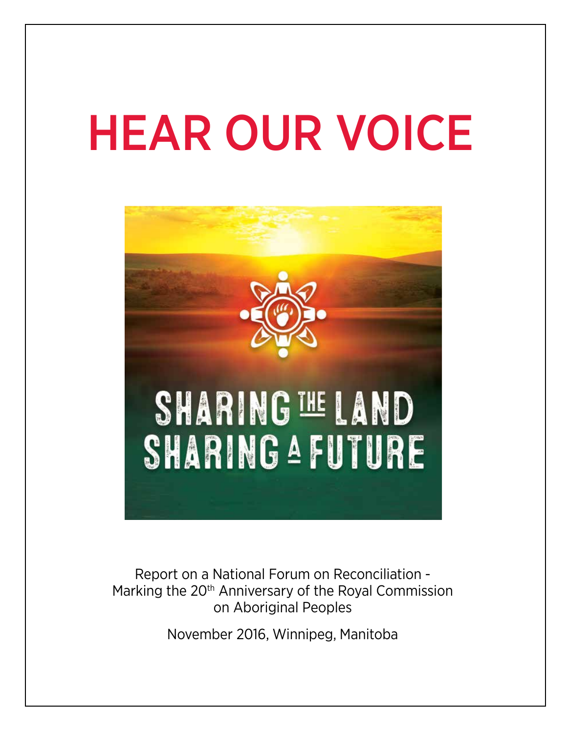# HEAR OUR VOICE

SHARING THE LAND
SHARING A FUTURE

Report on a National Forum on Reconciliation - Marking the 20th Anniversary of the Royal Commission on Aboriginal Peoples

November 2016, Winnipeg, Manitoba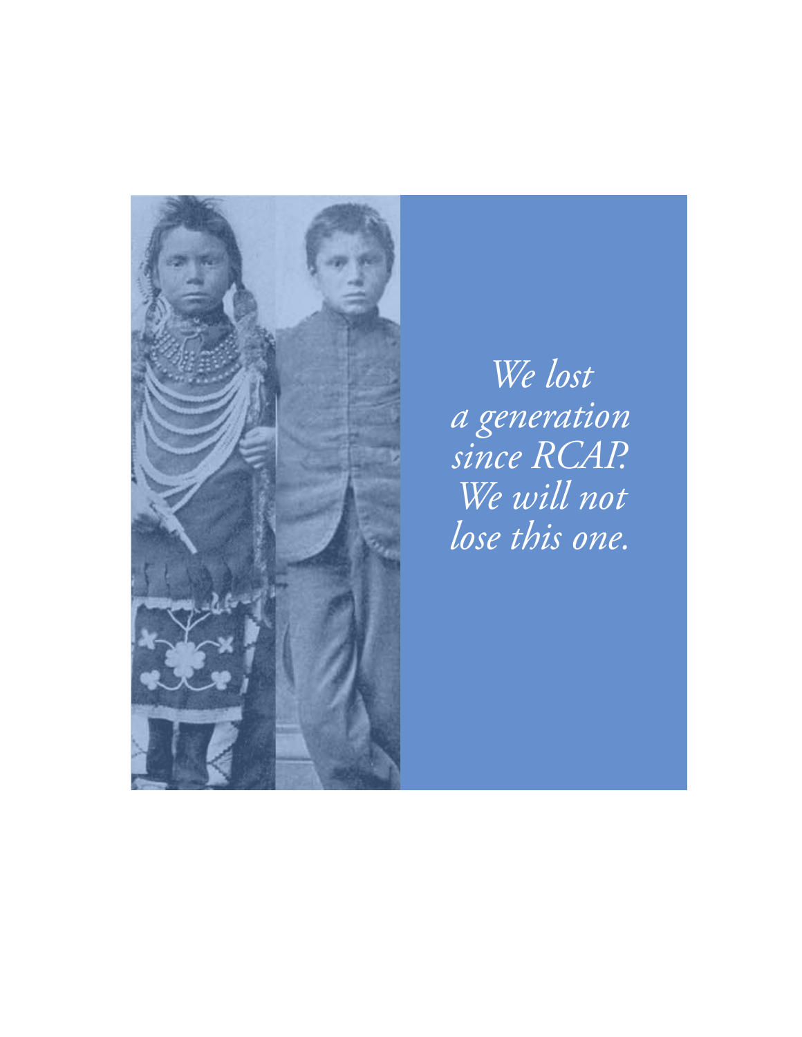*We lost a generation since RCAP. We will not lose this one.*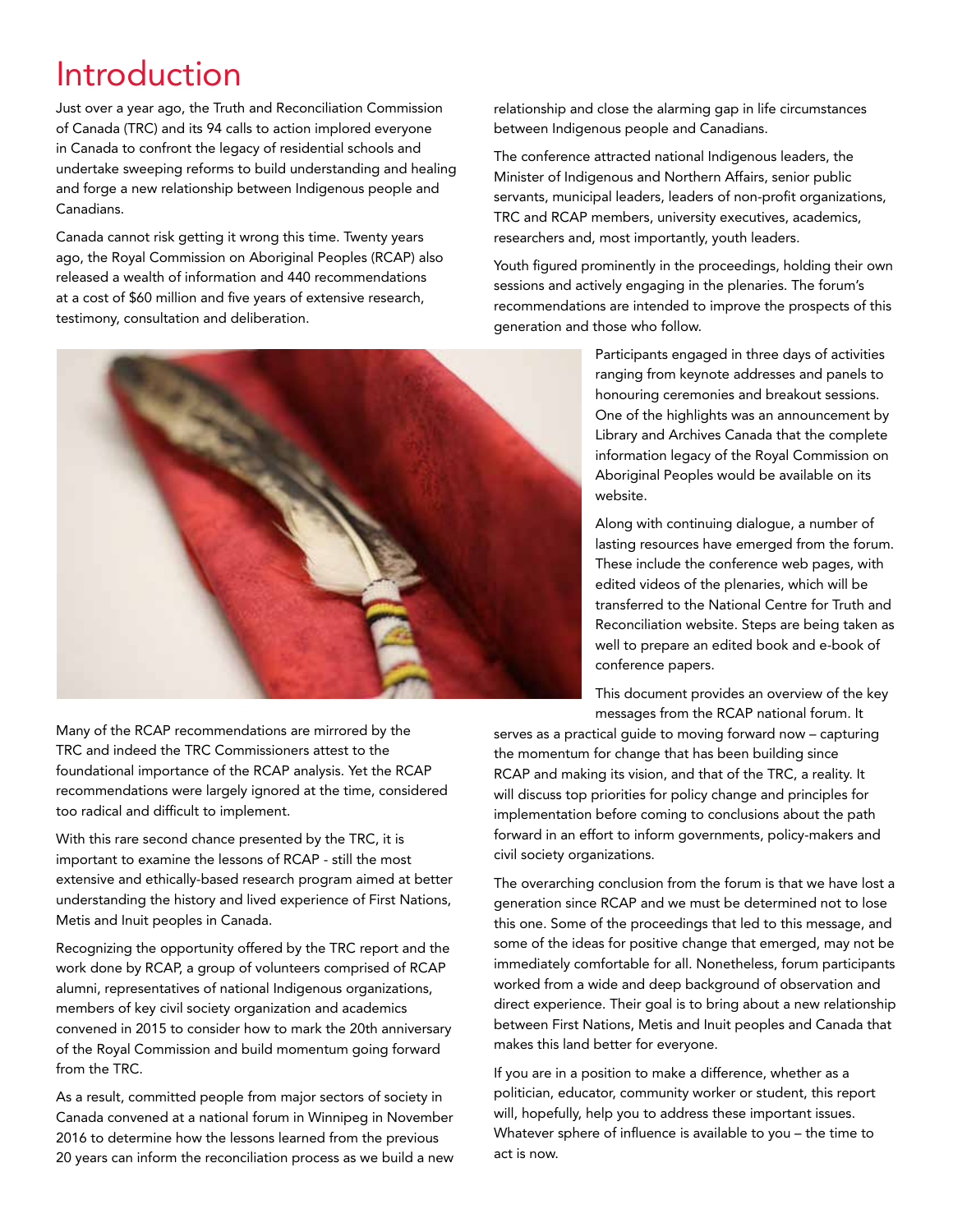# Introduction

Just over a year ago, the Truth and Reconciliation Commission of Canada (TRC) and its 94 calls to action implored everyone in Canada to confront the legacy of residential schools and undertake sweeping reforms to build understanding and healing and forge a new relationship between Indigenous people and Canadians.

Canada cannot risk getting it wrong this time. Twenty years ago, the Royal Commission on Aboriginal Peoples (RCAP) also released a wealth of information and 440 recommendations at a cost of $60 million and five years of extensive research, testimony, consultation and deliberation.

Many of the RCAP recommendations are mirrored by the TRC and indeed the TRC Commissioners attest to the foundational importance of the RCAP analysis. Yet the RCAP recommendations were largely ignored at the time, considered too radical and difficult to implement.

With this rare second chance presented by the TRC, it is important to examine the lessons of RCAP - still the most extensive and ethically-based research program aimed at better understanding the history and lived experience of First Nations, Metis and Inuit peoples in Canada.

Recognizing the opportunity offered by the TRC report and the work done by RCAP, a group of volunteers comprised of RCAP alumni, representatives of national Indigenous organizations, members of key civil society organization and academics convened in 2015 to consider how to mark the 20th anniversary of the Royal Commission and build momentum going forward from the TRC.

As a result, committed people from major sectors of society in Canada convened at a national forum in Winnipeg in November 2016 to determine how the lessons learned from the previous 20 years can inform the reconciliation process as we build a new relationship and close the alarming gap in life circumstances between Indigenous people and Canadians.

The conference attracted national Indigenous leaders, the Minister of Indigenous and Northern Affairs, senior public servants, municipal leaders, leaders of non-profit organizations, TRC and RCAP members, university executives, academics, researchers and, most importantly, youth leaders.

Youth figured prominently in the proceedings, holding their own sessions and actively engaging in the plenaries. The forum's recommendations are intended to improve the prospects of this generation and those who follow.

Participants engaged in three days of activities ranging from keynote addresses and panels to honouring ceremonies and breakout sessions. One of the highlights was an announcement by Library and Archives Canada that the complete information legacy of the Royal Commission on Aboriginal Peoples would be available on its website.

Along with continuing dialogue, a number of lasting resources have emerged from the forum. These include the conference web pages, with edited videos of the plenaries, which will be transferred to the National Centre for Truth and Reconciliation website. Steps are being taken as well to prepare an edited book and e-book of conference papers.

This document provides an overview of the key messages from the RCAP national forum. It serves as a practical guide to moving forward now – capturing the momentum for change that has been building since RCAP and making its vision, and that of the TRC, a reality. It will discuss top priorities for policy change and principles for implementation before coming to conclusions about the path forward in an effort to inform governments, policy-makers and civil society organizations.

The overarching conclusion from the forum is that we have lost a generation since RCAP and we must be determined not to lose this one. Some of the proceedings that led to this message, and some of the ideas for positive change that emerged, may not be immediately comfortable for all. Nonetheless, forum participants worked from a wide and deep background of observation and direct experience. Their goal is to bring about a new relationship between First Nations, Metis and Inuit peoples and Canada that makes this land better for everyone.

If you are in a position to make a difference, whether as a politician, educator, community worker or student, this report will, hopefully, help you to address these important issues. Whatever sphere of influence is available to you – the time to act is now.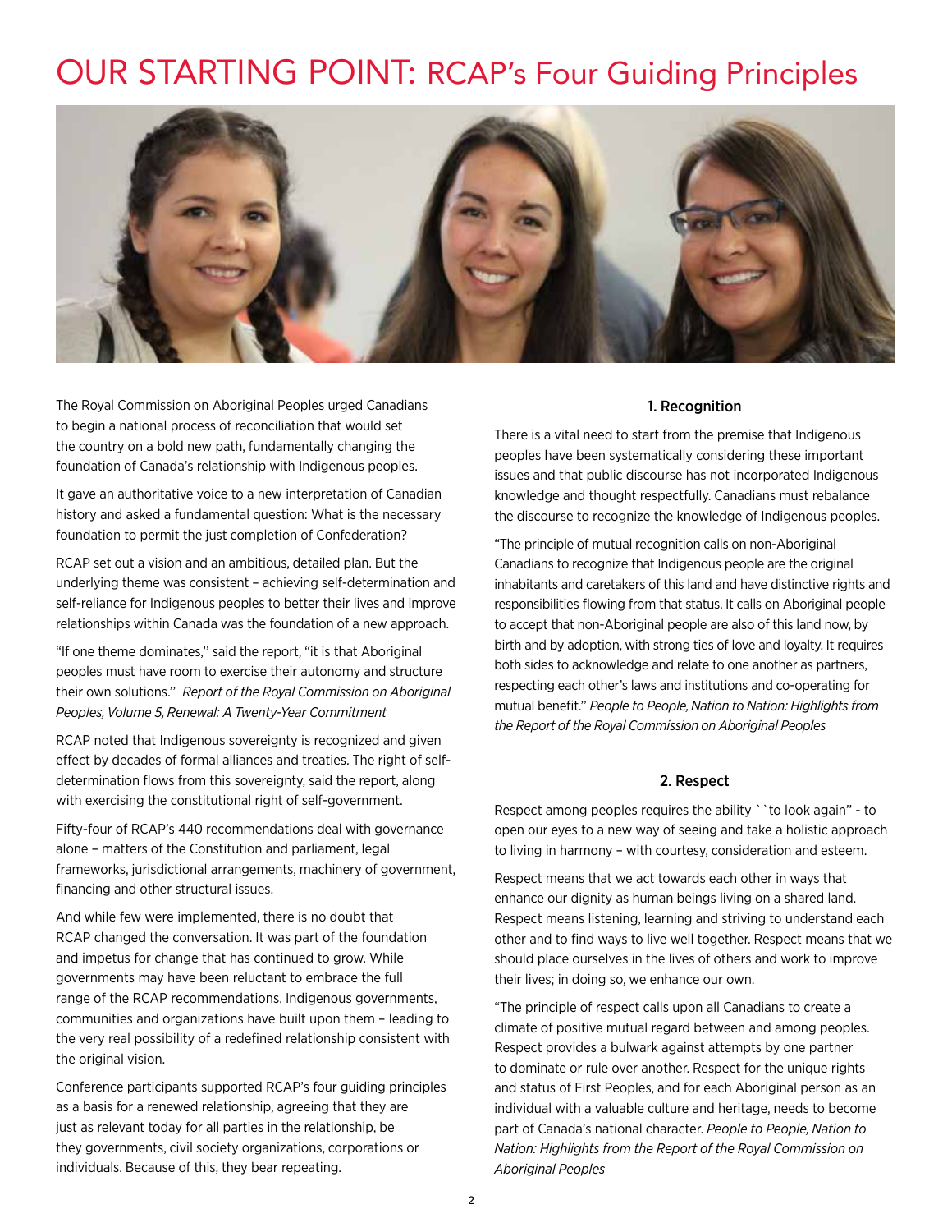# OUR STARTING POINT: RCAP's Four Guiding Principles

The Royal Commission on Aboriginal Peoples urged Canadians to begin a national process of reconciliation that would set the country on a bold new path, fundamentally changing the foundation of Canada's relationship with Indigenous peoples.

It gave an authoritative voice to a new interpretation of Canadian history and asked a fundamental question: What is the necessary foundation to permit the just completion of Confederation?

RCAP set out a vision and an ambitious, detailed plan. But the underlying theme was consistent – achieving self-determination and self-reliance for Indigenous peoples to better their lives and improve relationships within Canada was the foundation of a new approach.

"If one theme dominates," said the report, "it is that Aboriginal peoples must have room to exercise their autonomy and structure their own solutions." *Report of the Royal Commission on Aboriginal Peoples, Volume 5, Renewal: A Twenty-Year Commitment*

RCAP noted that Indigenous sovereignty is recognized and given effect by decades of formal alliances and treaties. The right of self-determination flows from this sovereignty, said the report, along with exercising the constitutional right of self-government.

Fifty-four of RCAP's 440 recommendations deal with governance alone – matters of the Constitution and parliament, legal frameworks, jurisdictional arrangements, machinery of government, financing and other structural issues.

And while few were implemented, there is no doubt that RCAP changed the conversation. It was part of the foundation and impetus for change that has continued to grow. While governments may have been reluctant to embrace the full range of the RCAP recommendations, Indigenous governments, communities and organizations have built upon them – leading to the very real possibility of a redefined relationship consistent with the original vision.

Conference participants supported RCAP's four guiding principles as a basis for a renewed relationship, agreeing that they are just as relevant today for all parties in the relationship, be they governments, civil society organizations, corporations or individuals. Because of this, they bear repeating.

### 1. Recognition

There is a vital need to start from the premise that Indigenous peoples have been systematically considering these important issues and that public discourse has not incorporated Indigenous knowledge and thought respectfully. Canadians must rebalance the discourse to recognize the knowledge of Indigenous peoples.

"The principle of mutual recognition calls on non-Aboriginal Canadians to recognize that Indigenous people are the original inhabitants and caretakers of this land and have distinctive rights and responsibilities flowing from that status. It calls on Aboriginal people to accept that non-Aboriginal people are also of this land now, by birth and by adoption, with strong ties of love and loyalty. It requires both sides to acknowledge and relate to one another as partners, respecting each other's laws and institutions and co-operating for mutual benefit." *People to People, Nation to Nation: Highlights from the Report of the Royal Commission on Aboriginal Peoples*

### 2. Respect

Respect among peoples requires the ability ``to look again" - to open our eyes to a new way of seeing and take a holistic approach to living in harmony – with courtesy, consideration and esteem.

Respect means that we act towards each other in ways that enhance our dignity as human beings living on a shared land. Respect means listening, learning and striving to understand each other and to find ways to live well together. Respect means that we should place ourselves in the lives of others and work to improve their lives; in doing so, we enhance our own.

"The principle of respect calls upon all Canadians to create a climate of positive mutual regard between and among peoples. Respect provides a bulwark against attempts by one partner to dominate or rule over another. Respect for the unique rights and status of First Peoples, and for each Aboriginal person as an individual with a valuable culture and heritage, needs to become part of Canada's national character. *People to People, Nation to Nation: Highlights from the Report of the Royal Commission on Aboriginal Peoples*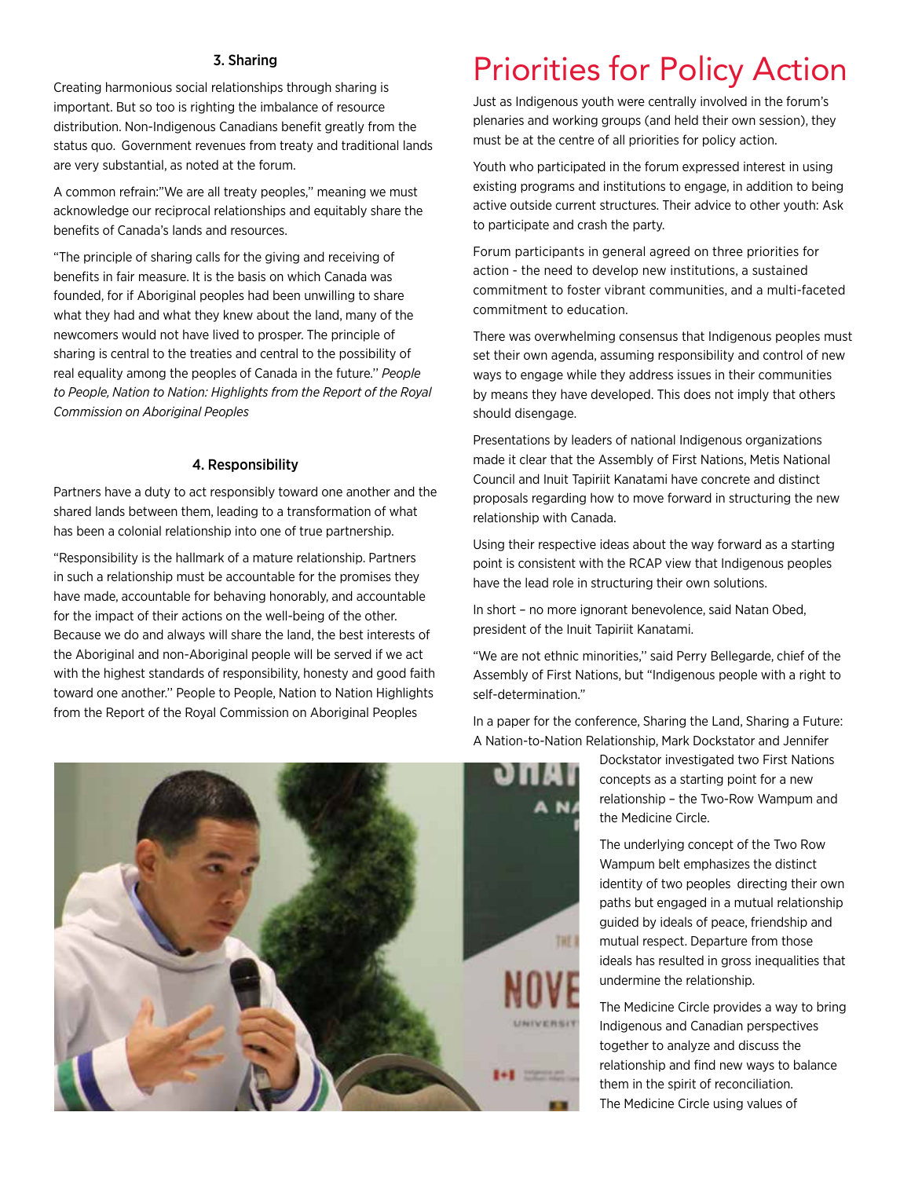### 3. Sharing

Creating harmonious social relationships through sharing is important. But so too is righting the imbalance of resource distribution. Non-Indigenous Canadians benefit greatly from the status quo. Government revenues from treaty and traditional lands are very substantial, as noted at the forum.

A common refrain:"We are all treaty peoples," meaning we must acknowledge our reciprocal relationships and equitably share the benefits of Canada's lands and resources.

"The principle of sharing calls for the giving and receiving of benefits in fair measure. It is the basis on which Canada was founded, for if Aboriginal peoples had been unwilling to share what they had and what they knew about the land, many of the newcomers would not have lived to prosper. The principle of sharing is central to the treaties and central to the possibility of real equality among the peoples of Canada in the future." *People to People, Nation to Nation: Highlights from the Report of the Royal Commission on Aboriginal Peoples*

### 4. Responsibility

Partners have a duty to act responsibly toward one another and the shared lands between them, leading to a transformation of what has been a colonial relationship into one of true partnership.

"Responsibility is the hallmark of a mature relationship. Partners in such a relationship must be accountable for the promises they have made, accountable for behaving honorably, and accountable for the impact of their actions on the well-being of the other. Because we do and always will share the land, the best interests of the Aboriginal and non-Aboriginal people will be served if we act with the highest standards of responsibility, honesty and good faith toward one another." People to People, Nation to Nation Highlights from the Report of the Royal Commission on Aboriginal Peoples

# Priorities for Policy Action

Just as Indigenous youth were centrally involved in the forum's plenaries and working groups (and held their own session), they must be at the centre of all priorities for policy action.

Youth who participated in the forum expressed interest in using existing programs and institutions to engage, in addition to being active outside current structures. Their advice to other youth: Ask to participate and crash the party.

Forum participants in general agreed on three priorities for action - the need to develop new institutions, a sustained commitment to foster vibrant communities, and a multi-faceted commitment to education.

There was overwhelming consensus that Indigenous peoples must set their own agenda, assuming responsibility and control of new ways to engage while they address issues in their communities by means they have developed. This does not imply that others should disengage.

Presentations by leaders of national Indigenous organizations made it clear that the Assembly of First Nations, Metis National Council and Inuit Tapiriit Kanatami have concrete and distinct proposals regarding how to move forward in structuring the new relationship with Canada.

Using their respective ideas about the way forward as a starting point is consistent with the RCAP view that Indigenous peoples have the lead role in structuring their own solutions.

In short – no more ignorant benevolence, said Natan Obed, president of the Inuit Tapiriit Kanatami.

"We are not ethnic minorities," said Perry Bellegarde, chief of the Assembly of First Nations, but "Indigenous people with a right to self-determination."

In a paper for the conference, Sharing the Land, Sharing a Future: A Nation-to-Nation Relationship, Mark Dockstator and Jennifer Dockstator investigated two First Nations concepts as a starting point for a new relationship – the Two-Row Wampum and the Medicine Circle.

The underlying concept of the Two Row Wampum belt emphasizes the distinct identity of two peoples directing their own paths but engaged in a mutual relationship guided by ideals of peace, friendship and mutual respect. Departure from those ideals has resulted in gross inequalities that undermine the relationship.

The Medicine Circle provides a way to bring Indigenous and Canadian perspectives together to analyze and discuss the relationship and find new ways to balance them in the spirit of reconciliation.
The Medicine Circle using values of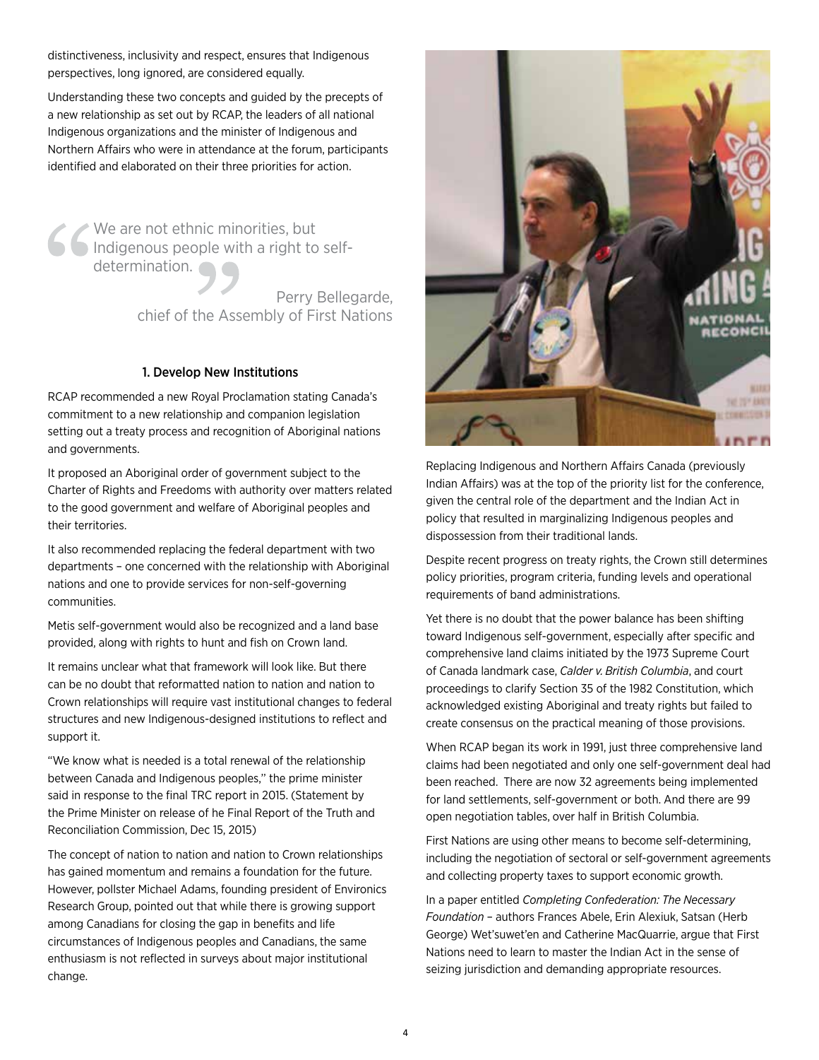distinctiveness, inclusivity and respect, ensures that Indigenous perspectives, long ignored, are considered equally.

Understanding these two concepts and guided by the precepts of a new relationship as set out by RCAP, the leaders of all national Indigenous organizations and the minister of Indigenous and Northern Affairs who were in attendance at the forum, participants identified and elaborated on their three priorities for action.

> "We are not ethnic minorities, but Indigenous people with a right to self-determination."
>
> Perry Bellegarde, chief of the Assembly of First Nations

### 1. Develop New Institutions

RCAP recommended a new Royal Proclamation stating Canada's commitment to a new relationship and companion legislation setting out a treaty process and recognition of Aboriginal nations and governments.

It proposed an Aboriginal order of government subject to the Charter of Rights and Freedoms with authority over matters related to the good government and welfare of Aboriginal peoples and their territories.

It also recommended replacing the federal department with two departments – one concerned with the relationship with Aboriginal nations and one to provide services for non-self-governing communities.

Metis self-government would also be recognized and a land base provided, along with rights to hunt and fish on Crown land.

It remains unclear what that framework will look like. But there can be no doubt that reformatted nation to nation and nation to Crown relationships will require vast institutional changes to federal structures and new Indigenous-designed institutions to reflect and support it.

"We know what is needed is a total renewal of the relationship between Canada and Indigenous peoples," the prime minister said in response to the final TRC report in 2015. (Statement by the Prime Minister on release of he Final Report of the Truth and Reconciliation Commission, Dec 15, 2015)

The concept of nation to nation and nation to Crown relationships has gained momentum and remains a foundation for the future. However, pollster Michael Adams, founding president of Environics Research Group, pointed out that while there is growing support among Canadians for closing the gap in benefits and life circumstances of Indigenous peoples and Canadians, the same enthusiasm is not reflected in surveys about major institutional change.

Replacing Indigenous and Northern Affairs Canada (previously Indian Affairs) was at the top of the priority list for the conference, given the central role of the department and the Indian Act in policy that resulted in marginalizing Indigenous peoples and dispossession from their traditional lands.

Despite recent progress on treaty rights, the Crown still determines policy priorities, program criteria, funding levels and operational requirements of band administrations.

Yet there is no doubt that the power balance has been shifting toward Indigenous self-government, especially after specific and comprehensive land claims initiated by the 1973 Supreme Court of Canada landmark case, *Calder v. British Columbia*, and court proceedings to clarify Section 35 of the 1982 Constitution, which acknowledged existing Aboriginal and treaty rights but failed to create consensus on the practical meaning of those provisions.

When RCAP began its work in 1991, just three comprehensive land claims had been negotiated and only one self-government deal had been reached. There are now 32 agreements being implemented for land settlements, self-government or both. And there are 99 open negotiation tables, over half in British Columbia.

First Nations are using other means to become self-determining, including the negotiation of sectoral or self-government agreements and collecting property taxes to support economic growth.

In a paper entitled *Completing Confederation: The Necessary Foundation* – authors Frances Abele, Erin Alexiuk, Satsan (Herb George) Wet'suwet'en and Catherine MacQuarrie, argue that First Nations need to learn to master the Indian Act in the sense of seizing jurisdiction and demanding appropriate resources.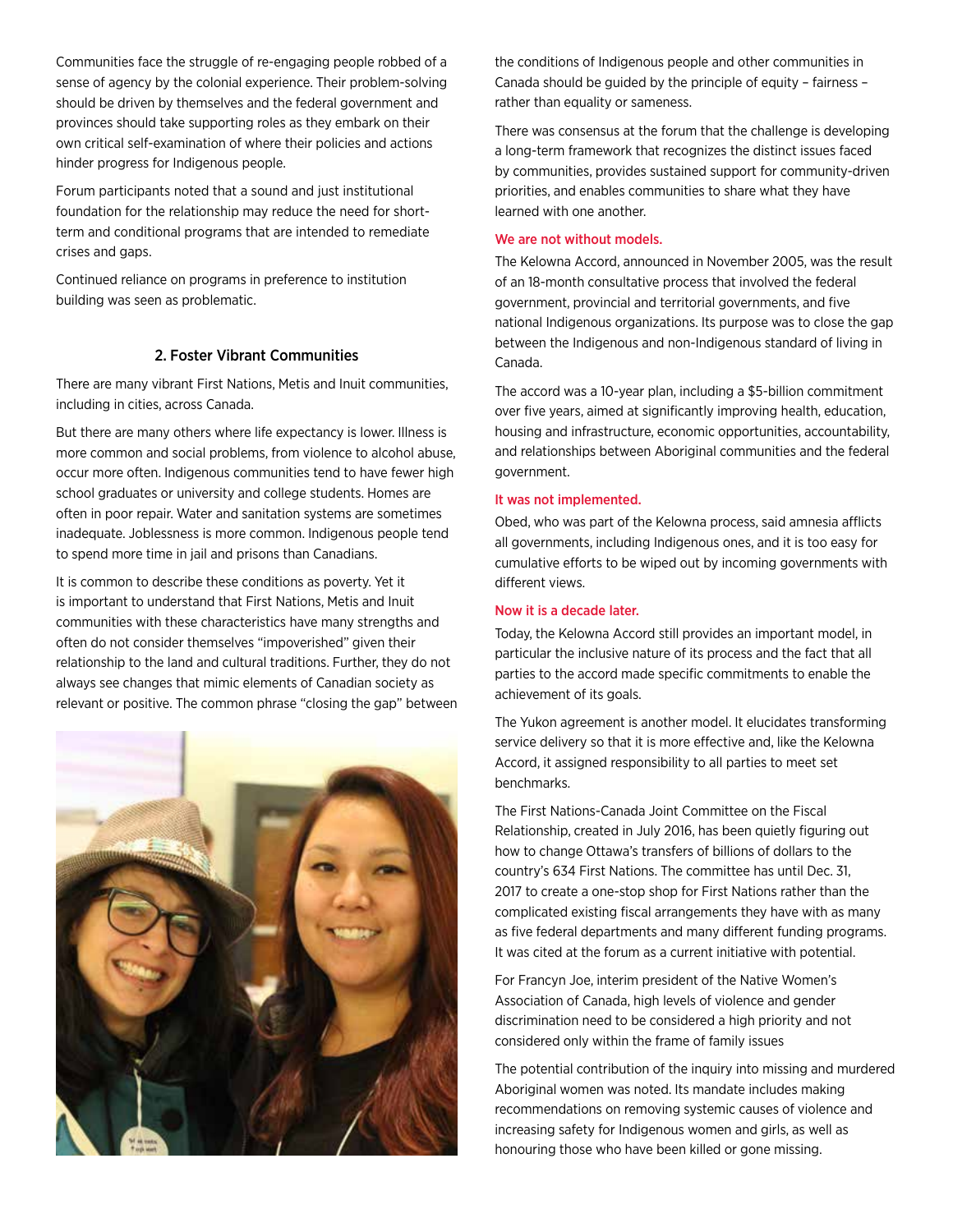Communities face the struggle of re-engaging people robbed of a sense of agency by the colonial experience. Their problem-solving should be driven by themselves and the federal government and provinces should take supporting roles as they embark on their own critical self-examination of where their policies and actions hinder progress for Indigenous people.

Forum participants noted that a sound and just institutional foundation for the relationship may reduce the need for short-term and conditional programs that are intended to remediate crises and gaps.

Continued reliance on programs in preference to institution building was seen as problematic.

## 2. Foster Vibrant Communities

There are many vibrant First Nations, Metis and Inuit communities, including in cities, across Canada.

But there are many others where life expectancy is lower. Illness is more common and social problems, from violence to alcohol abuse, occur more often. Indigenous communities tend to have fewer high school graduates or university and college students. Homes are often in poor repair. Water and sanitation systems are sometimes inadequate. Joblessness is more common. Indigenous people tend to spend more time in jail and prisons than Canadians.

It is common to describe these conditions as poverty. Yet it is important to understand that First Nations, Metis and Inuit communities with these characteristics have many strengths and often do not consider themselves "impoverished" given their relationship to the land and cultural traditions. Further, they do not always see changes that mimic elements of Canadian society as relevant or positive. The common phrase "closing the gap" between the conditions of Indigenous people and other communities in Canada should be guided by the principle of equity – fairness – rather than equality or sameness.

There was consensus at the forum that the challenge is developing a long-term framework that recognizes the distinct issues faced by communities, provides sustained support for community-driven priorities, and enables communities to share what they have learned with one another.

**We are not without models.**

The Kelowna Accord, announced in November 2005, was the result of an 18-month consultative process that involved the federal government, provincial and territorial governments, and five national Indigenous organizations. Its purpose was to close the gap between the Indigenous and non-Indigenous standard of living in Canada.

The accord was a 10-year plan, including a $5-billion commitment over five years, aimed at significantly improving health, education, housing and infrastructure, economic opportunities, accountability, and relationships between Aboriginal communities and the federal government.

**It was not implemented.**

Obed, who was part of the Kelowna process, said amnesia afflicts all governments, including Indigenous ones, and it is too easy for cumulative efforts to be wiped out by incoming governments with different views.

**Now it is a decade later.**

Today, the Kelowna Accord still provides an important model, in particular the inclusive nature of its process and the fact that all parties to the accord made specific commitments to enable the achievement of its goals.

The Yukon agreement is another model. It elucidates transforming service delivery so that it is more effective and, like the Kelowna Accord, it assigned responsibility to all parties to meet set benchmarks.

The First Nations-Canada Joint Committee on the Fiscal Relationship, created in July 2016, has been quietly figuring out how to change Ottawa's transfers of billions of dollars to the country's 634 First Nations. The committee has until Dec. 31, 2017 to create a one-stop shop for First Nations rather than the complicated existing fiscal arrangements they have with as many as five federal departments and many different funding programs. It was cited at the forum as a current initiative with potential.

For Francyn Joe, interim president of the Native Women's Association of Canada, high levels of violence and gender discrimination need to be considered a high priority and not considered only within the frame of family issues

The potential contribution of the inquiry into missing and murdered Aboriginal women was noted. Its mandate includes making recommendations on removing systemic causes of violence and increasing safety for Indigenous women and girls, as well as honouring those who have been killed or gone missing.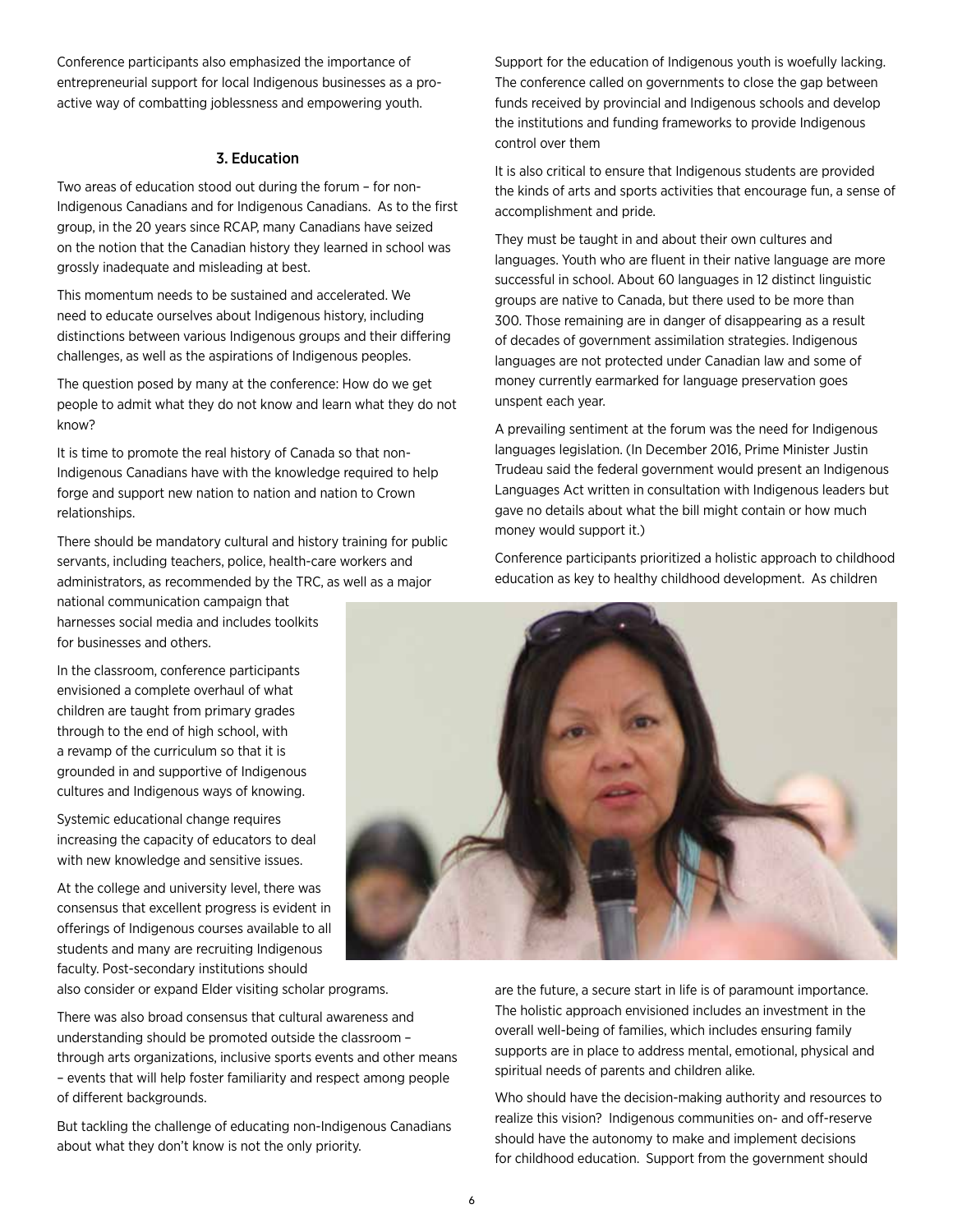Conference participants also emphasized the importance of entrepreneurial support for local Indigenous businesses as a pro-active way of combatting joblessness and empowering youth.

### 3. Education

Two areas of education stood out during the forum – for non-Indigenous Canadians and for Indigenous Canadians. As to the first group, in the 20 years since RCAP, many Canadians have seized on the notion that the Canadian history they learned in school was grossly inadequate and misleading at best.

This momentum needs to be sustained and accelerated. We need to educate ourselves about Indigenous history, including distinctions between various Indigenous groups and their differing challenges, as well as the aspirations of Indigenous peoples.

The question posed by many at the conference: How do we get people to admit what they do not know and learn what they do not know?

It is time to promote the real history of Canada so that non-Indigenous Canadians have with the knowledge required to help forge and support new nation to nation and nation to Crown relationships.

There should be mandatory cultural and history training for public servants, including teachers, police, health-care workers and administrators, as recommended by the TRC, as well as a major national communication campaign that harnesses social media and includes toolkits for businesses and others.

In the classroom, conference participants envisioned a complete overhaul of what children are taught from primary grades through to the end of high school, with a revamp of the curriculum so that it is grounded in and supportive of Indigenous cultures and Indigenous ways of knowing.

Systemic educational change requires increasing the capacity of educators to deal with new knowledge and sensitive issues.

At the college and university level, there was consensus that excellent progress is evident in offerings of Indigenous courses available to all students and many are recruiting Indigenous faculty. Post-secondary institutions should also consider or expand Elder visiting scholar programs.

There was also broad consensus that cultural awareness and understanding should be promoted outside the classroom – through arts organizations, inclusive sports events and other means – events that will help foster familiarity and respect among people of different backgrounds.

But tackling the challenge of educating non-Indigenous Canadians about what they don't know is not the only priority.

Support for the education of Indigenous youth is woefully lacking. The conference called on governments to close the gap between funds received by provincial and Indigenous schools and develop the institutions and funding frameworks to provide Indigenous control over them

It is also critical to ensure that Indigenous students are provided the kinds of arts and sports activities that encourage fun, a sense of accomplishment and pride.

They must be taught in and about their own cultures and languages. Youth who are fluent in their native language are more successful in school. About 60 languages in 12 distinct linguistic groups are native to Canada, but there used to be more than 300. Those remaining are in danger of disappearing as a result of decades of government assimilation strategies. Indigenous languages are not protected under Canadian law and some of money currently earmarked for language preservation goes unspent each year.

A prevailing sentiment at the forum was the need for Indigenous languages legislation. (In December 2016, Prime Minister Justin Trudeau said the federal government would present an Indigenous Languages Act written in consultation with Indigenous leaders but gave no details about what the bill might contain or how much money would support it.)

Conference participants prioritized a holistic approach to childhood education as key to healthy childhood development. As children are the future, a secure start in life is of paramount importance. The holistic approach envisioned includes an investment in the overall well-being of families, which includes ensuring family supports are in place to address mental, emotional, physical and spiritual needs of parents and children alike.

Who should have the decision-making authority and resources to realize this vision? Indigenous communities on- and off-reserve should have the autonomy to make and implement decisions for childhood education. Support from the government should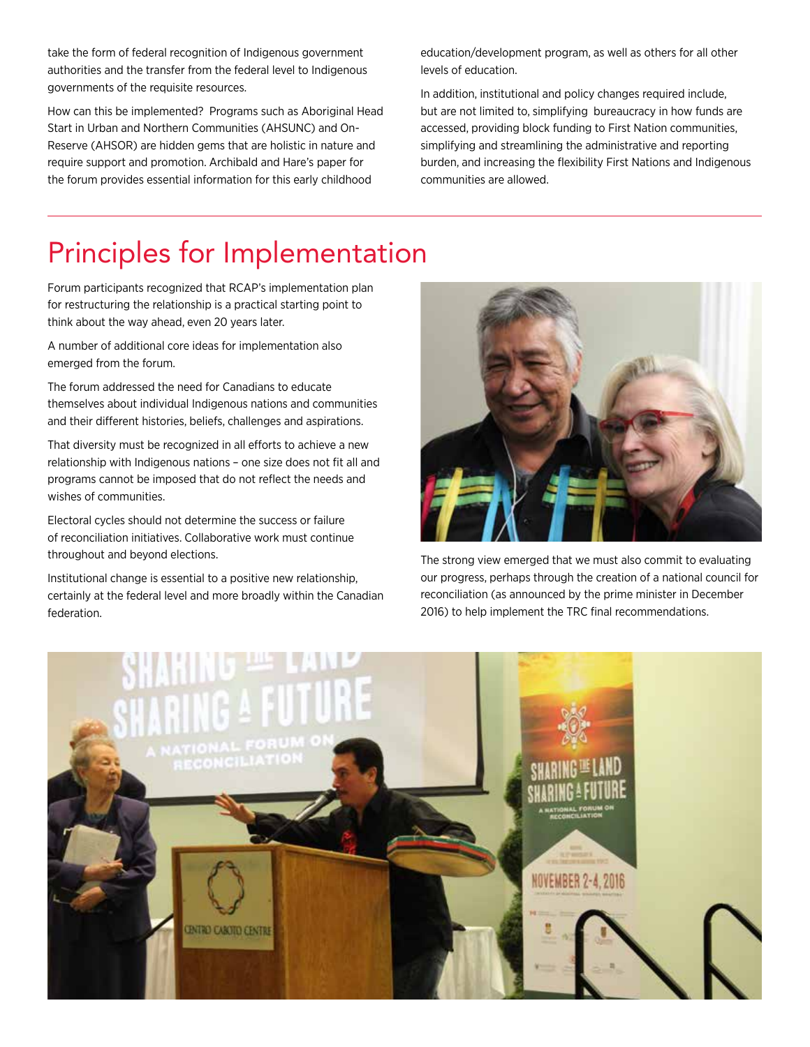take the form of federal recognition of Indigenous government authorities and the transfer from the federal level to Indigenous governments of the requisite resources.

How can this be implemented? Programs such as Aboriginal Head Start in Urban and Northern Communities (AHSUNC) and On-Reserve (AHSOR) are hidden gems that are holistic in nature and require support and promotion. Archibald and Hare's paper for the forum provides essential information for this early childhood education/development program, as well as others for all other levels of education.

In addition, institutional and policy changes required include, but are not limited to, simplifying bureaucracy in how funds are accessed, providing block funding to First Nation communities, simplifying and streamlining the administrative and reporting burden, and increasing the flexibility First Nations and Indigenous communities are allowed.

# Principles for Implementation

Forum participants recognized that RCAP's implementation plan for restructuring the relationship is a practical starting point to think about the way ahead, even 20 years later.

A number of additional core ideas for implementation also emerged from the forum.

The forum addressed the need for Canadians to educate themselves about individual Indigenous nations and communities and their different histories, beliefs, challenges and aspirations.

That diversity must be recognized in all efforts to achieve a new relationship with Indigenous nations – one size does not fit all and programs cannot be imposed that do not reflect the needs and wishes of communities.

Electoral cycles should not determine the success or failure of reconciliation initiatives. Collaborative work must continue throughout and beyond elections.

Institutional change is essential to a positive new relationship, certainly at the federal level and more broadly within the Canadian federation.

The strong view emerged that we must also commit to evaluating our progress, perhaps through the creation of a national council for reconciliation (as announced by the prime minister in December 2016) to help implement the TRC final recommendations.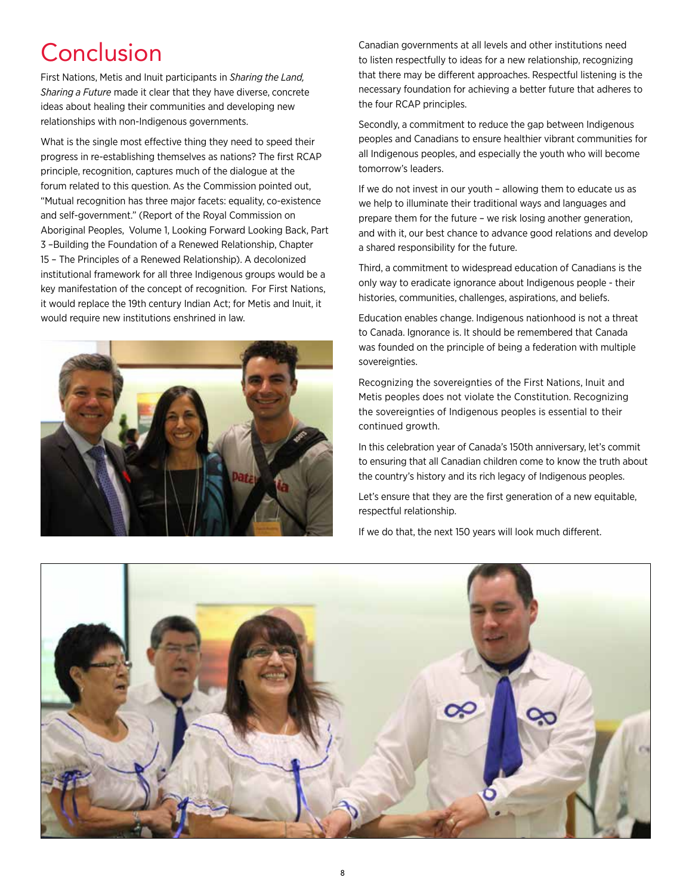# Conclusion

First Nations, Metis and Inuit participants in *Sharing the Land, Sharing a Future* made it clear that they have diverse, concrete ideas about healing their communities and developing new relationships with non-Indigenous governments.

What is the single most effective thing they need to speed their progress in re-establishing themselves as nations? The first RCAP principle, recognition, captures much of the dialogue at the forum related to this question. As the Commission pointed out, "Mutual recognition has three major facets: equality, co-existence and self-government." (Report of the Royal Commission on Aboriginal Peoples, Volume 1, Looking Forward Looking Back, Part 3 –Building the Foundation of a Renewed Relationship, Chapter 15 – The Principles of a Renewed Relationship). A decolonized institutional framework for all three Indigenous groups would be a key manifestation of the concept of recognition. For First Nations, it would replace the 19th century Indian Act; for Metis and Inuit, it would require new institutions enshrined in law.

Canadian governments at all levels and other institutions need to listen respectfully to ideas for a new relationship, recognizing that there may be different approaches. Respectful listening is the necessary foundation for achieving a better future that adheres to the four RCAP principles.

Secondly, a commitment to reduce the gap between Indigenous peoples and Canadians to ensure healthier vibrant communities for all Indigenous peoples, and especially the youth who will become tomorrow's leaders.

If we do not invest in our youth – allowing them to educate us as we help to illuminate their traditional ways and languages and prepare them for the future – we risk losing another generation, and with it, our best chance to advance good relations and develop a shared responsibility for the future.

Third, a commitment to widespread education of Canadians is the only way to eradicate ignorance about Indigenous people - their histories, communities, challenges, aspirations, and beliefs.

Education enables change. Indigenous nationhood is not a threat to Canada. Ignorance is. It should be remembered that Canada was founded on the principle of being a federation with multiple sovereignties.

Recognizing the sovereignties of the First Nations, Inuit and Metis peoples does not violate the Constitution. Recognizing the sovereignties of Indigenous peoples is essential to their continued growth.

In this celebration year of Canada's 150th anniversary, let's commit to ensuring that all Canadian children come to know the truth about the country's history and its rich legacy of Indigenous peoples.

Let's ensure that they are the first generation of a new equitable, respectful relationship.

If we do that, the next 150 years will look much different.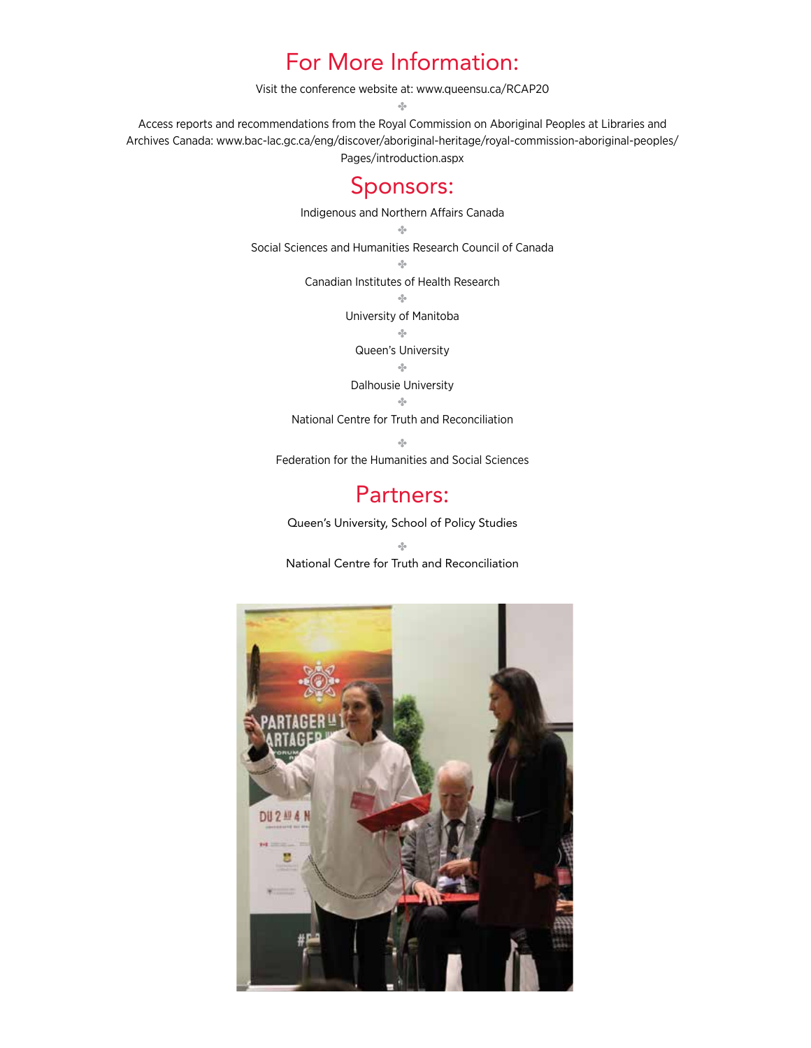## For More Information:

Visit the conference website at: www.queensu.ca/RCAP20

✤

Access reports and recommendations from the Royal Commission on Aboriginal Peoples at Libraries and Archives Canada: www.bac-lac.gc.ca/eng/discover/aboriginal-heritage/royal-commission-aboriginal-peoples/Pages/introduction.aspx

## Sponsors:

Indigenous and Northern Affairs Canada

✤

Social Sciences and Humanities Research Council of Canada

✤

Canadian Institutes of Health Research

✤

University of Manitoba

✤

Queen's University

✤

Dalhousie University

✤

National Centre for Truth and Reconciliation

✤

Federation for the Humanities and Social Sciences

## Partners:

Queen's University, School of Policy Studies

✤

National Centre for Truth and Reconciliation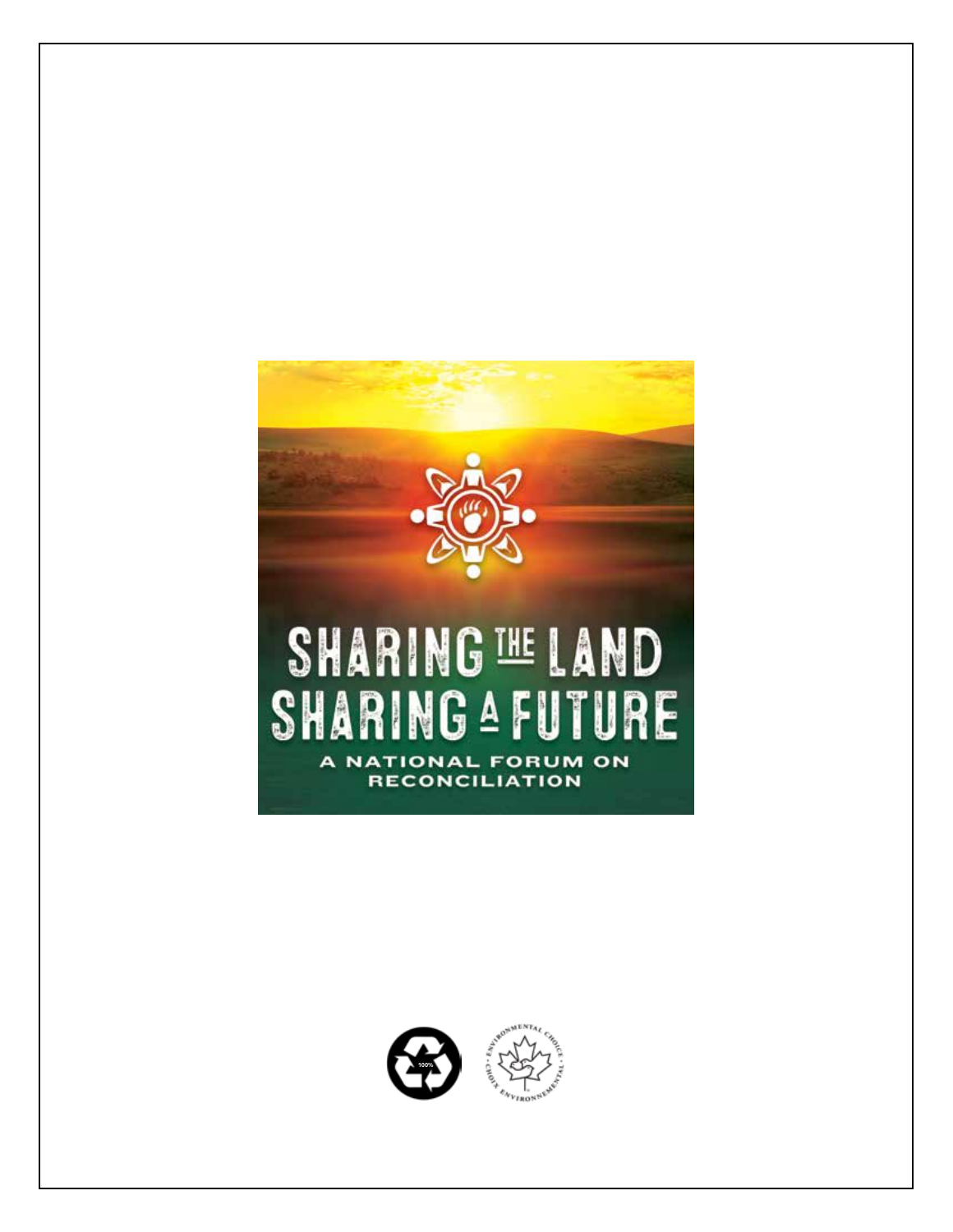SHARING THE LAND SHARING A FUTURE

A NATIONAL FORUM ON RECONCILIATION